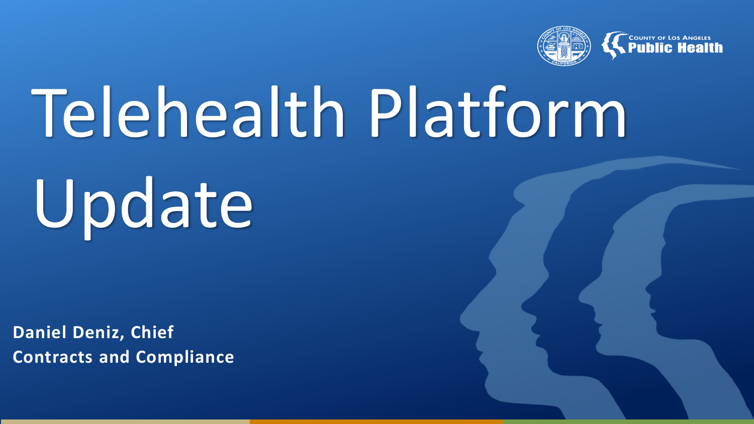# Telehealth Platform Update

**Daniel Deniz, Chief**
**Contracts and Compliance**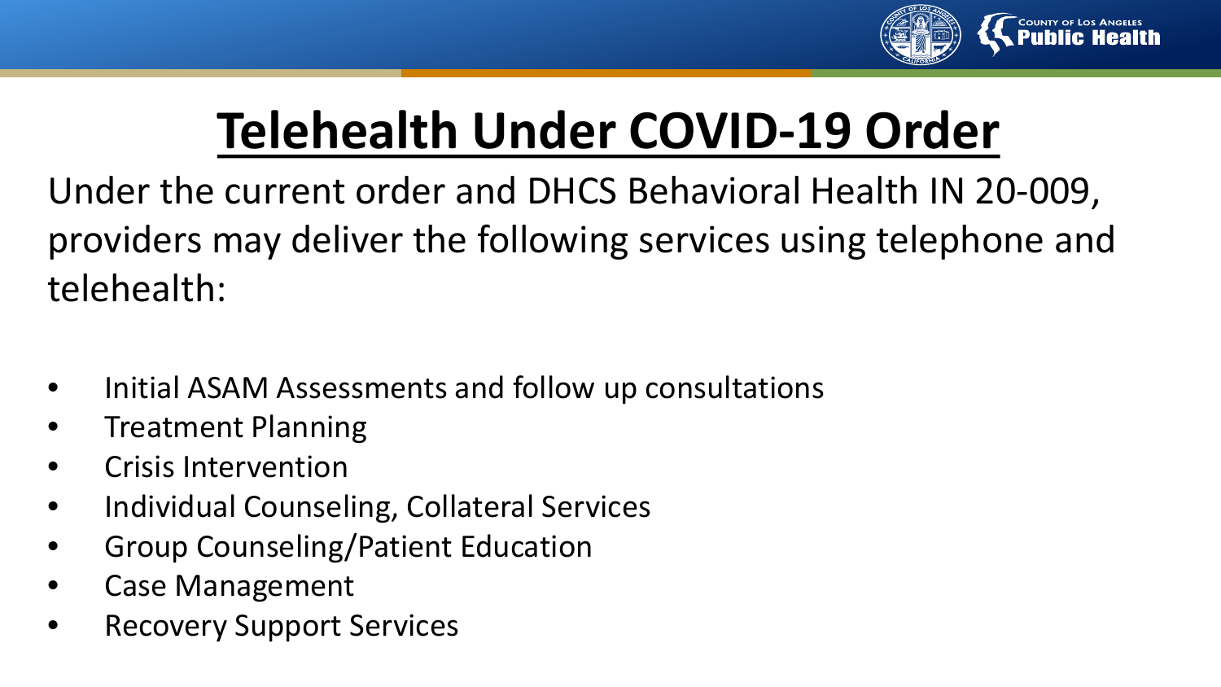# Telehealth Under COVID-19 Order

Under the current order and DHCS Behavioral Health IN 20-009, providers may deliver the following services using telephone and telehealth:

- Initial ASAM Assessments and follow up consultations
- Treatment Planning
- Crisis Intervention
- Individual Counseling, Collateral Services
- Group Counseling/Patient Education
- Case Management
- Recovery Support Services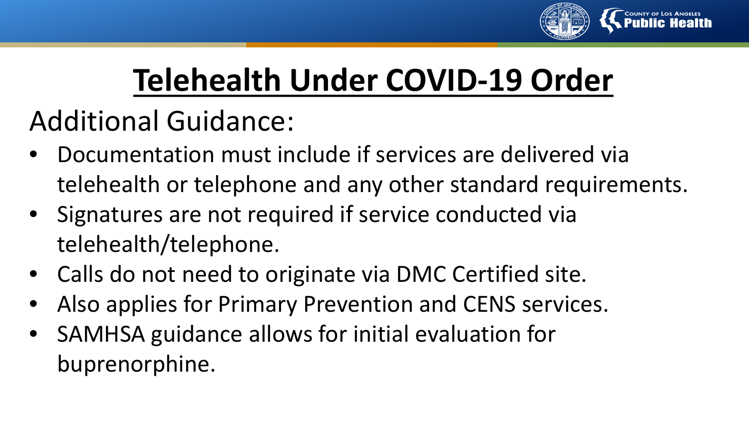# Telehealth Under COVID-19 Order

## Additional Guidance:

- Documentation must include if services are delivered via telehealth or telephone and any other standard requirements.
- Signatures are not required if service conducted via telehealth/telephone.
- Calls do not need to originate via DMC Certified site.
- Also applies for Primary Prevention and CENS services.
- SAMHSA guidance allows for initial evaluation for buprenorphine.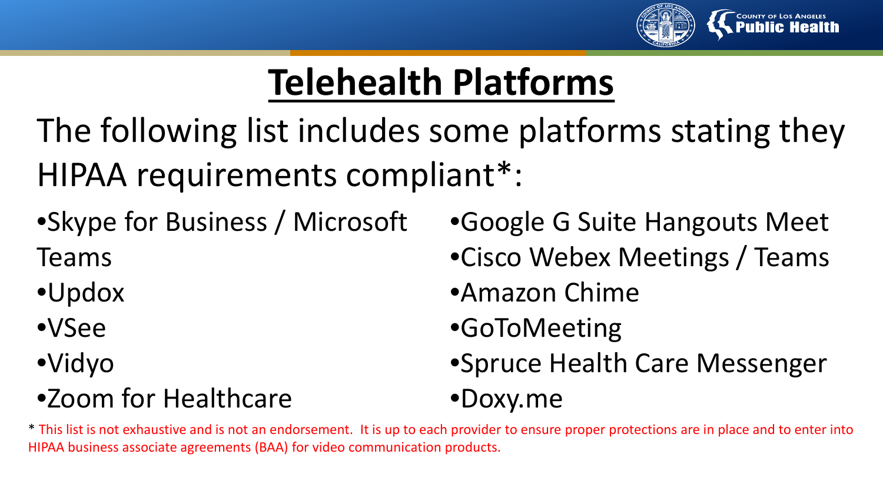# Telehealth Platforms

The following list includes some platforms stating they HIPAA requirements compliant*:

- Skype for Business / Microsoft Teams
- Updox
- VSee
- Vidyo
- Zoom for Healthcare
- Google G Suite Hangouts Meet
- Cisco Webex Meetings / Teams
- Amazon Chime
- GoToMeeting
- Spruce Health Care Messenger
- Doxy.me

* This list is not exhaustive and is not an endorsement. It is up to each provider to ensure proper protections are in place and to enter into HIPAA business associate agreements (BAA) for video communication products.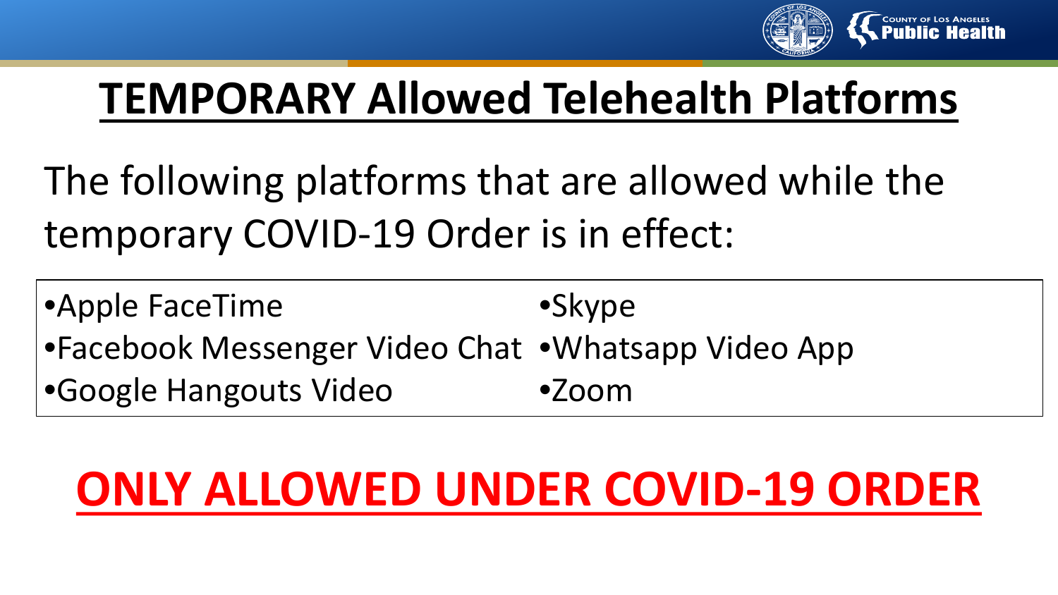# TEMPORARY Allowed Telehealth Platforms

The following platforms that are allowed while the temporary COVID-19 Order is in effect:

- Apple FaceTime
- Facebook Messenger Video Chat
- Google Hangouts Video
- Skype
- Whatsapp Video App
- Zoom

## ONLY ALLOWED UNDER COVID-19 ORDER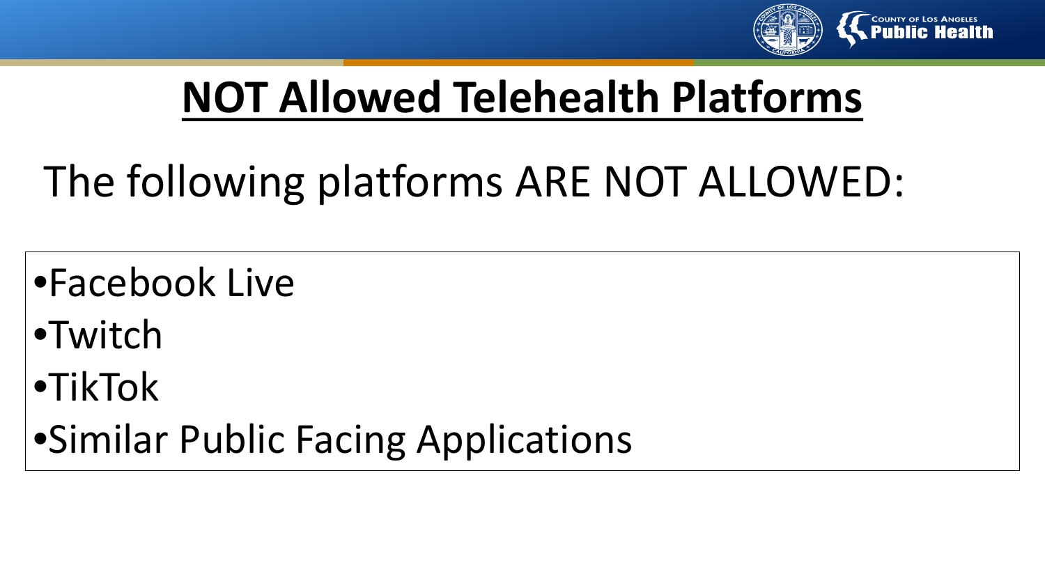# NOT Allowed Telehealth Platforms

The following platforms ARE NOT ALLOWED:

- Facebook Live
- Twitch
- TikTok
- Similar Public Facing Applications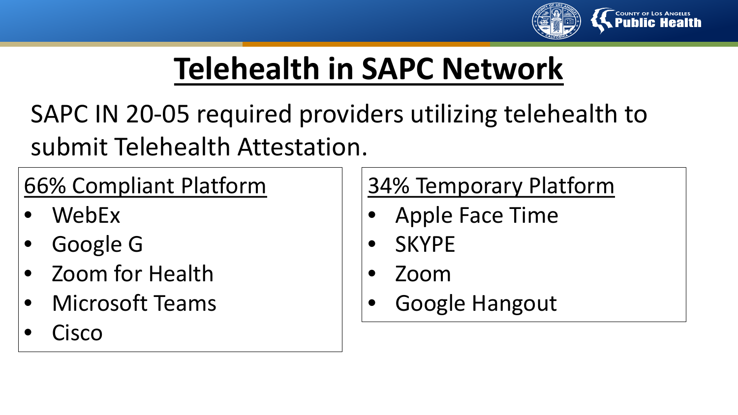# Telehealth in SAPC Network

SAPC IN 20-05 required providers utilizing telehealth to submit Telehealth Attestation.

66% Compliant Platform

- WebEx
- Google G
- Zoom for Health
- Microsoft Teams
- Cisco

34% Temporary Platform

- Apple Face Time
- SKYPE
- Zoom
- Google Hangout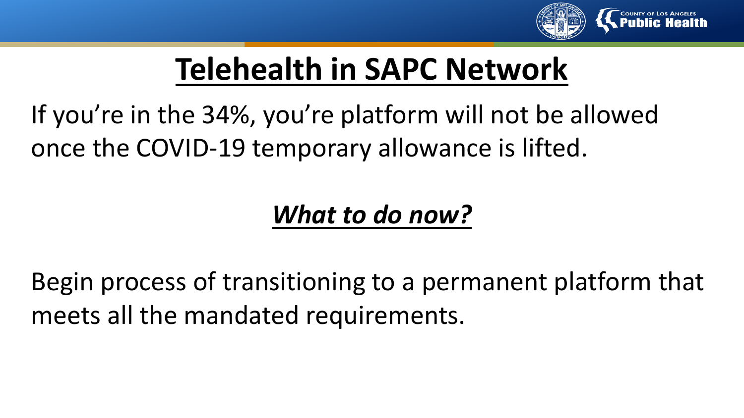# Telehealth in SAPC Network

If you're in the 34%, you're platform will not be allowed once the COVID-19 temporary allowance is lifted.

## ***What to do now?***

Begin process of transitioning to a permanent platform that meets all the mandated requirements.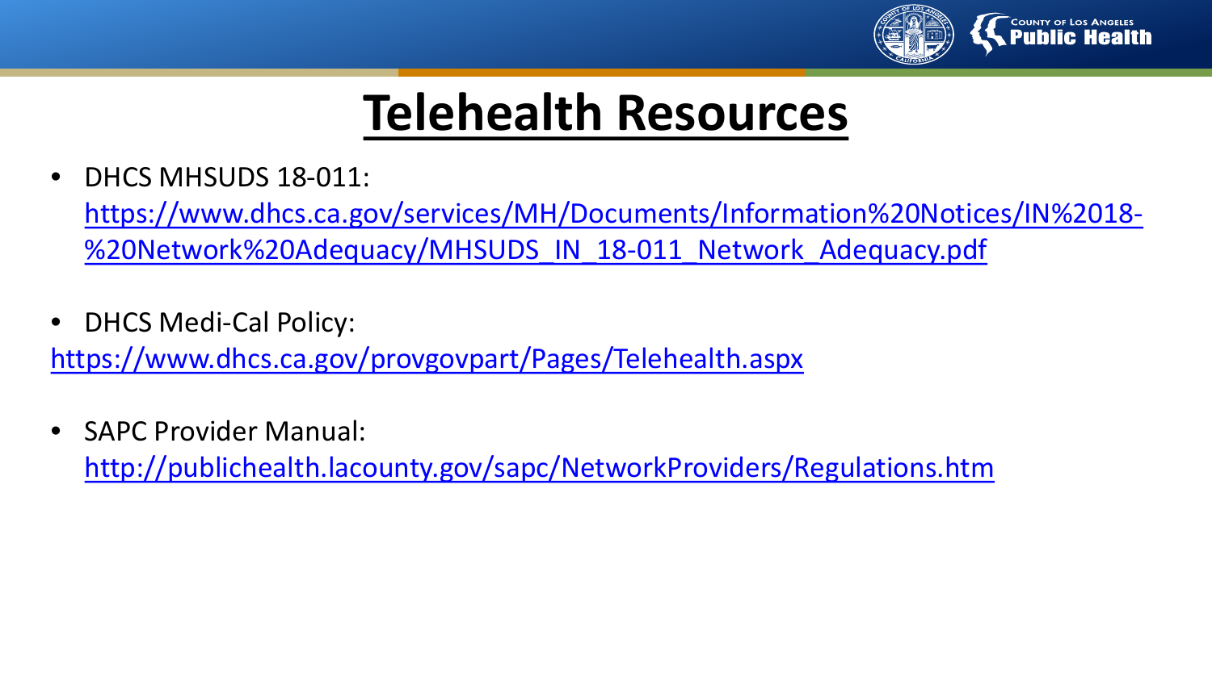# Telehealth Resources

- DHCS MHSUDS 18-011: https://www.dhcs.ca.gov/services/MH/Documents/Information%20Notices/IN%2018-%20Network%20Adequacy/MHSUDS_IN_18-011_Network_Adequacy.pdf

- DHCS Medi-Cal Policy: https://www.dhcs.ca.gov/provgovpart/Pages/Telehealth.aspx

- SAPC Provider Manual: http://publichealth.lacounty.gov/sapc/NetworkProviders/Regulations.htm